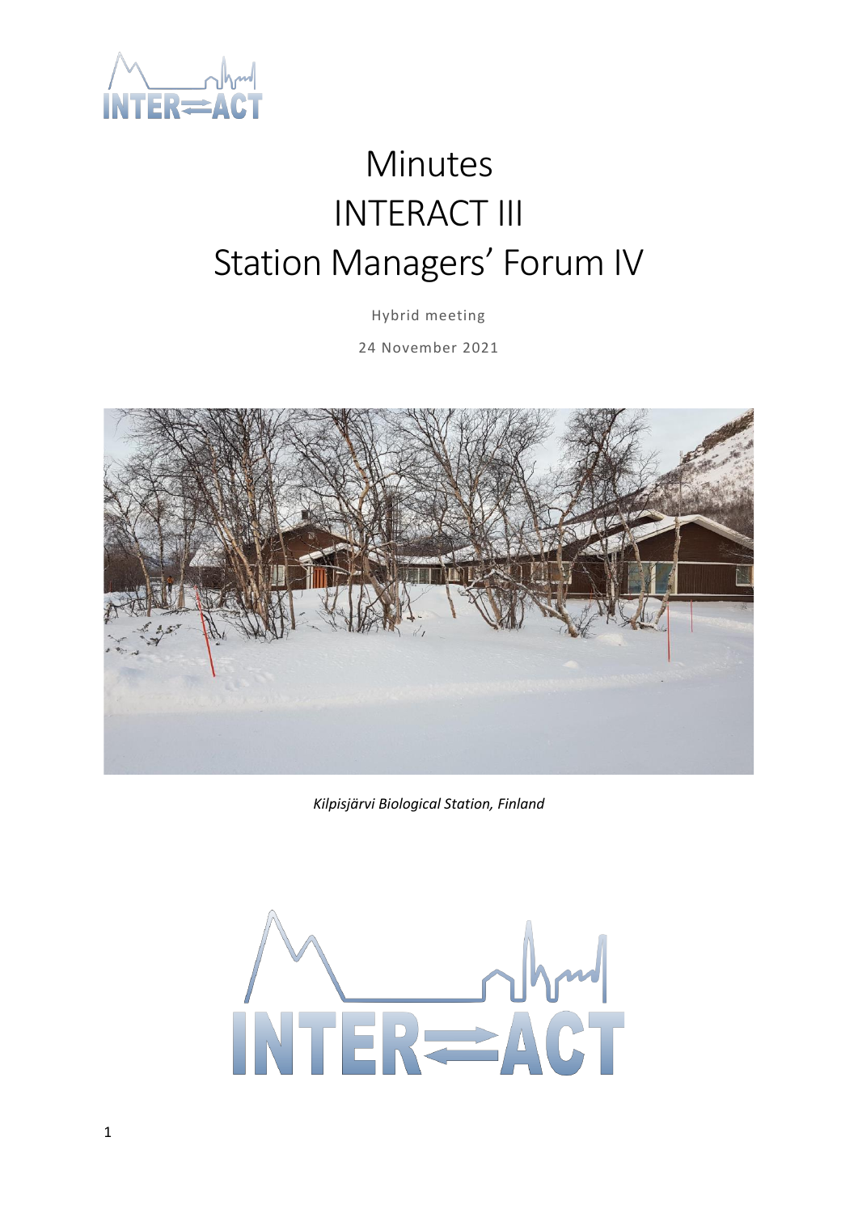# Minutes
# INTERACT III
# Station Managers' Forum IV

Hybrid meeting

24 November 2021

*Kilpisjärvi Biological Station, Finland*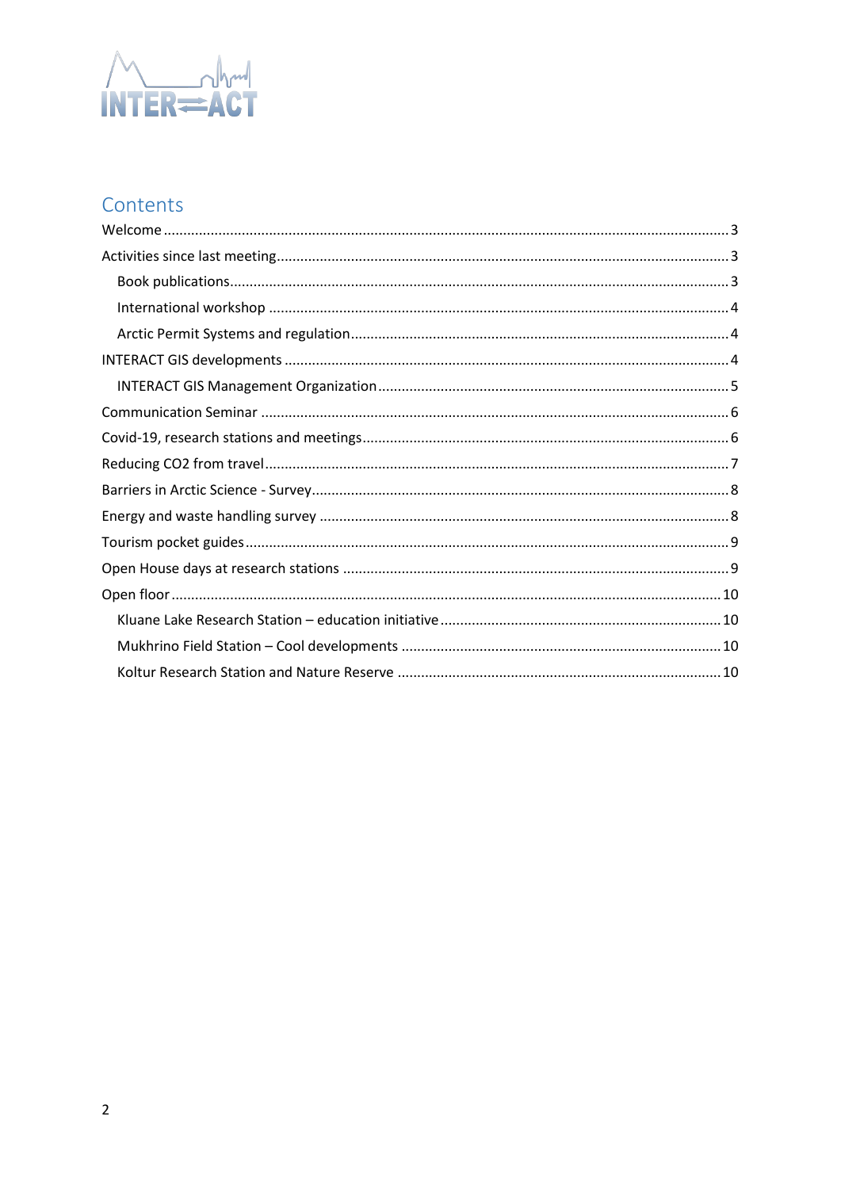# Contents

Welcome ........ 3

Activities since last meeting ........ 3

- Book publications ........ 3
- International workshop ........ 4
- Arctic Permit Systems and regulation ........ 4

INTERACT GIS developments ........ 4

- INTERACT GIS Management Organization ........ 5

Communication Seminar ........ 6

Covid-19, research stations and meetings ........ 6

Reducing CO2 from travel ........ 7

Barriers in Arctic Science - Survey ........ 8

Energy and waste handling survey ........ 8

Tourism pocket guides ........ 9

Open House days at research stations ........ 9

Open floor ........ 10

- Kluane Lake Research Station – education initiative ........ 10
- Mukhrino Field Station – Cool developments ........ 10
- Koltur Research Station and Nature Reserve ........ 10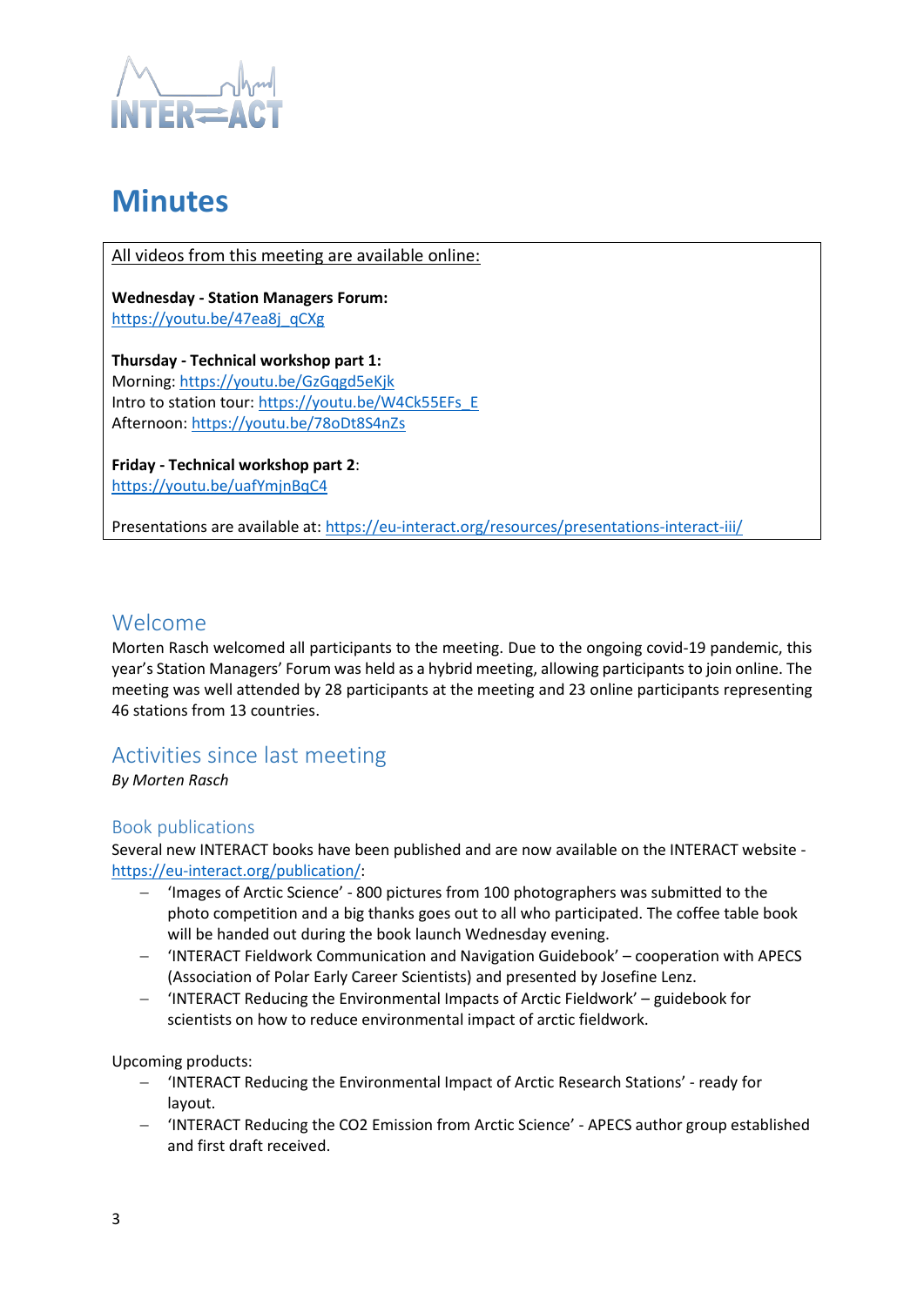# Minutes

All videos from this meeting are available online:

**Wednesday - Station Managers Forum:**
https://youtu.be/47ea8j_qCXg

**Thursday - Technical workshop part 1:**
Morning: https://youtu.be/GzGqgd5eKjk
Intro to station tour: https://youtu.be/W4Ck55EFs_E
Afternoon: https://youtu.be/78oDt8S4nZs

**Friday - Technical workshop part 2**:
https://youtu.be/uafYmjnBqC4

Presentations are available at: https://eu-interact.org/resources/presentations-interact-iii/

## Welcome

Morten Rasch welcomed all participants to the meeting. Due to the ongoing covid-19 pandemic, this year's Station Managers' Forum was held as a hybrid meeting, allowing participants to join online. The meeting was well attended by 28 participants at the meeting and 23 online participants representing 46 stations from 13 countries.

## Activities since last meeting

*By Morten Rasch*

### Book publications

Several new INTERACT books have been published and are now available on the INTERACT website - https://eu-interact.org/publication/:

- 'Images of Arctic Science' - 800 pictures from 100 photographers was submitted to the photo competition and a big thanks goes out to all who participated. The coffee table book will be handed out during the book launch Wednesday evening.
- 'INTERACT Fieldwork Communication and Navigation Guidebook' – cooperation with APECS (Association of Polar Early Career Scientists) and presented by Josefine Lenz.
- 'INTERACT Reducing the Environmental Impacts of Arctic Fieldwork' – guidebook for scientists on how to reduce environmental impact of arctic fieldwork.

Upcoming products:

- 'INTERACT Reducing the Environmental Impact of Arctic Research Stations' - ready for layout.
- 'INTERACT Reducing the CO2 Emission from Arctic Science' - APECS author group established and first draft received.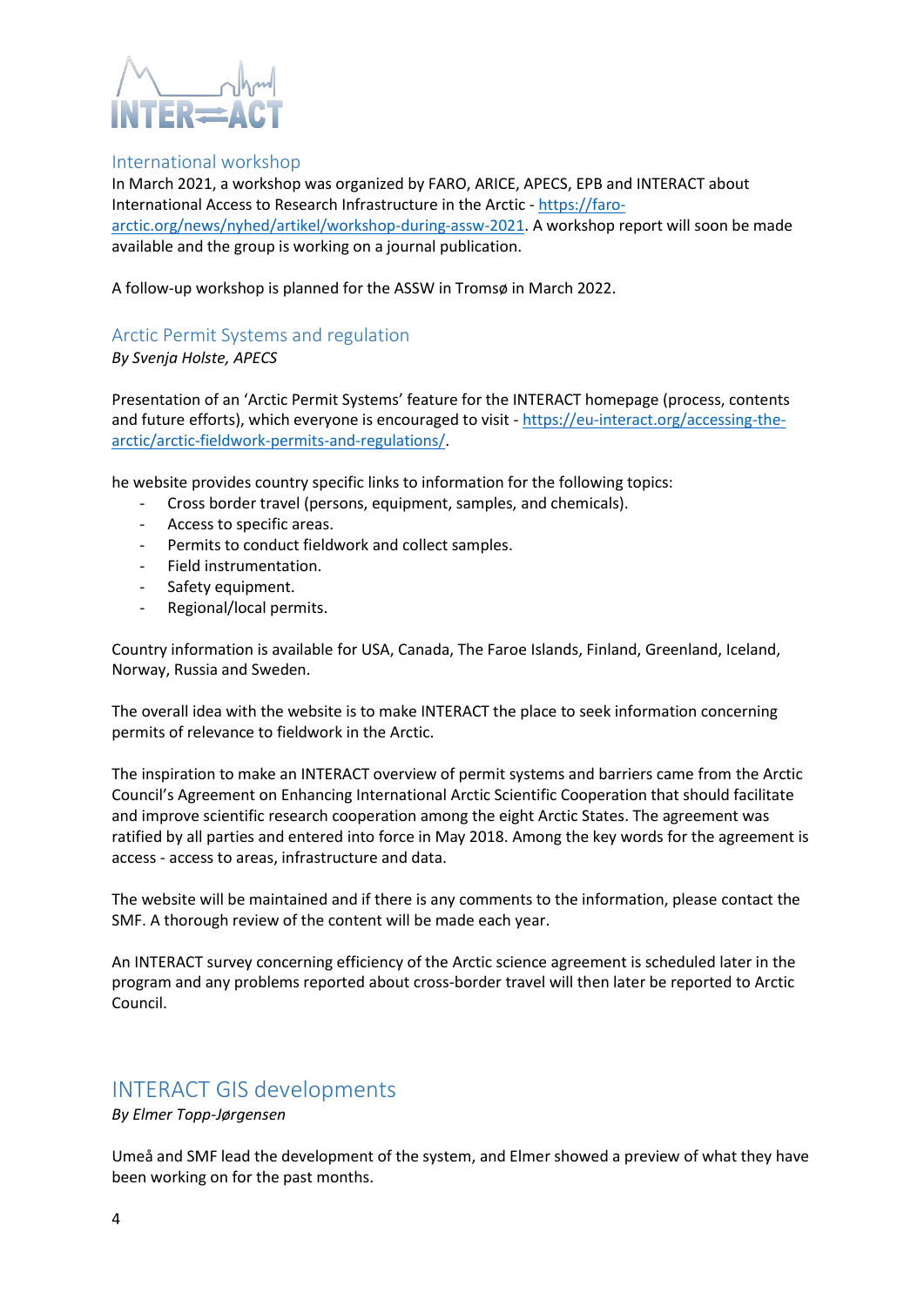## International workshop

In March 2021, a workshop was organized by FARO, ARICE, APECS, EPB and INTERACT about International Access to Research Infrastructure in the Arctic - https://faro-arctic.org/news/nyhed/artikel/workshop-during-assw-2021. A workshop report will soon be made available and the group is working on a journal publication.

A follow-up workshop is planned for the ASSW in Tromsø in March 2022.

## Arctic Permit Systems and regulation

*By Svenja Holste, APECS*

Presentation of an 'Arctic Permit Systems' feature for the INTERACT homepage (process, contents and future efforts), which everyone is encouraged to visit - https://eu-interact.org/accessing-the-arctic/arctic-fieldwork-permits-and-regulations/.

he website provides country specific links to information for the following topics:

- Cross border travel (persons, equipment, samples, and chemicals).
- Access to specific areas.
- Permits to conduct fieldwork and collect samples.
- Field instrumentation.
- Safety equipment.
- Regional/local permits.

Country information is available for USA, Canada, The Faroe Islands, Finland, Greenland, Iceland, Norway, Russia and Sweden.

The overall idea with the website is to make INTERACT the place to seek information concerning permits of relevance to fieldwork in the Arctic.

The inspiration to make an INTERACT overview of permit systems and barriers came from the Arctic Council's Agreement on Enhancing International Arctic Scientific Cooperation that should facilitate and improve scientific research cooperation among the eight Arctic States. The agreement was ratified by all parties and entered into force in May 2018. Among the key words for the agreement is access - access to areas, infrastructure and data.

The website will be maintained and if there is any comments to the information, please contact the SMF. A thorough review of the content will be made each year.

An INTERACT survey concerning efficiency of the Arctic science agreement is scheduled later in the program and any problems reported about cross-border travel will then later be reported to Arctic Council.

# INTERACT GIS developments

*By Elmer Topp-Jørgensen*

Umeå and SMF lead the development of the system, and Elmer showed a preview of what they have been working on for the past months.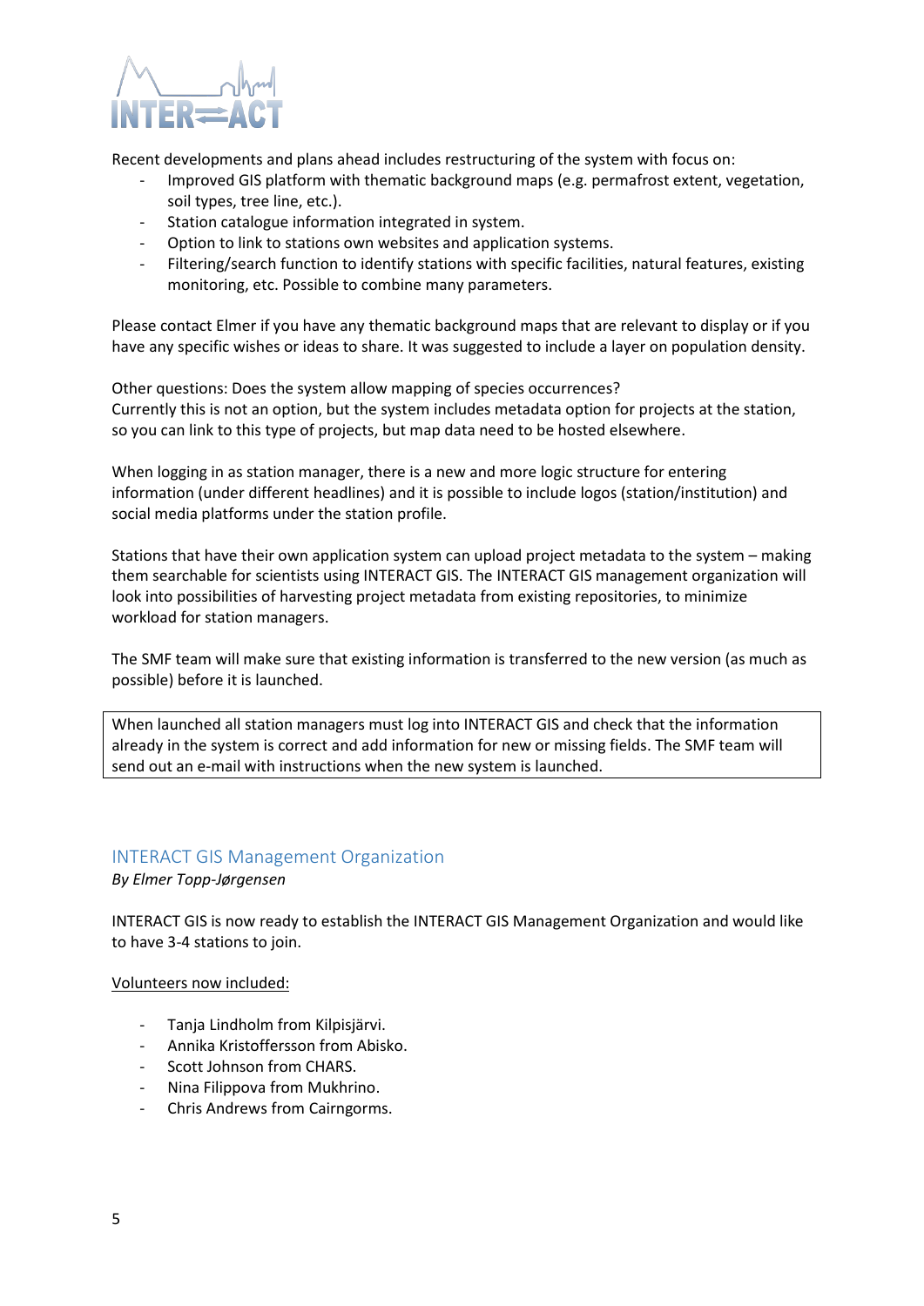Recent developments and plans ahead includes restructuring of the system with focus on:

- Improved GIS platform with thematic background maps (e.g. permafrost extent, vegetation, soil types, tree line, etc.).
- Station catalogue information integrated in system.
- Option to link to stations own websites and application systems.
- Filtering/search function to identify stations with specific facilities, natural features, existing monitoring, etc. Possible to combine many parameters.

Please contact Elmer if you have any thematic background maps that are relevant to display or if you have any specific wishes or ideas to share. It was suggested to include a layer on population density.

Other questions: Does the system allow mapping of species occurrences?
Currently this is not an option, but the system includes metadata option for projects at the station, so you can link to this type of projects, but map data need to be hosted elsewhere.

When logging in as station manager, there is a new and more logic structure for entering information (under different headlines) and it is possible to include logos (station/institution) and social media platforms under the station profile.

Stations that have their own application system can upload project metadata to the system – making them searchable for scientists using INTERACT GIS. The INTERACT GIS management organization will look into possibilities of harvesting project metadata from existing repositories, to minimize workload for station managers.

The SMF team will make sure that existing information is transferred to the new version (as much as possible) before it is launched.

When launched all station managers must log into INTERACT GIS and check that the information already in the system is correct and add information for new or missing fields. The SMF team will send out an e-mail with instructions when the new system is launched.

## INTERACT GIS Management Organization

*By Elmer Topp-Jørgensen*

INTERACT GIS is now ready to establish the INTERACT GIS Management Organization and would like to have 3-4 stations to join.

<u>Volunteers now included:</u>

- Tanja Lindholm from Kilpisjärvi.
- Annika Kristoffersson from Abisko.
- Scott Johnson from CHARS.
- Nina Filippova from Mukhrino.
- Chris Andrews from Cairngorms.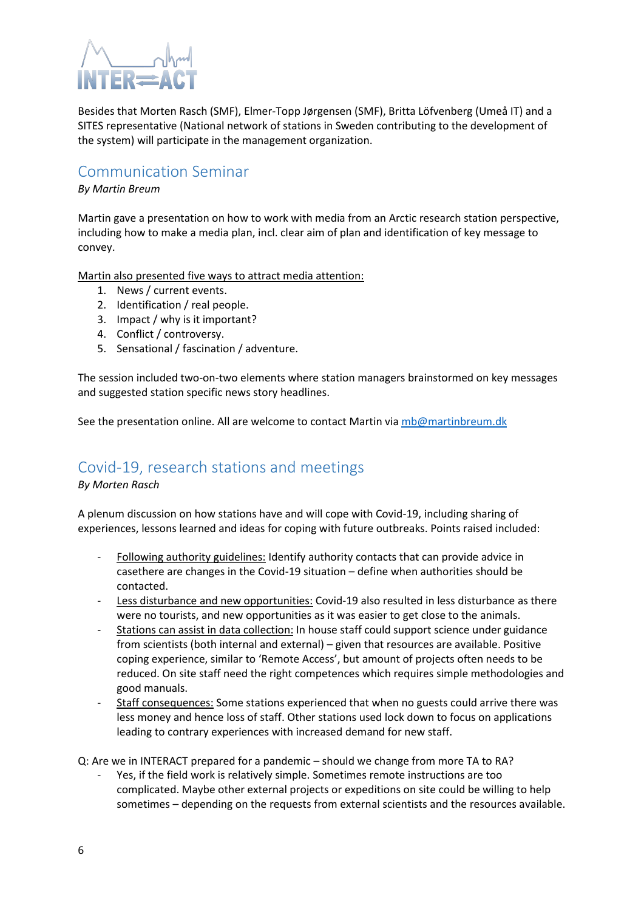Besides that Morten Rasch (SMF), Elmer-Topp Jørgensen (SMF), Britta Löfvenberg (Umeå IT) and a SITES representative (National network of stations in Sweden contributing to the development of the system) will participate in the management organization.

## Communication Seminar

*By Martin Breum*

Martin gave a presentation on how to work with media from an Arctic research station perspective, including how to make a media plan, incl. clear aim of plan and identification of key message to convey.

Martin also presented five ways to attract media attention:

1. News / current events.
2. Identification / real people.
3. Impact / why is it important?
4. Conflict / controversy.
5. Sensational / fascination / adventure.

The session included two-on-two elements where station managers brainstormed on key messages and suggested station specific news story headlines.

See the presentation online. All are welcome to contact Martin via mb@martinbreum.dk

## Covid-19, research stations and meetings

*By Morten Rasch*

A plenum discussion on how stations have and will cope with Covid-19, including sharing of experiences, lessons learned and ideas for coping with future outbreaks. Points raised included:

- Following authority guidelines: Identify authority contacts that can provide advice in casethere are changes in the Covid-19 situation – define when authorities should be contacted.
- Less disturbance and new opportunities: Covid-19 also resulted in less disturbance as there were no tourists, and new opportunities as it was easier to get close to the animals.
- Stations can assist in data collection: In house staff could support science under guidance from scientists (both internal and external) – given that resources are available. Positive coping experience, similar to 'Remote Access', but amount of projects often needs to be reduced. On site staff need the right competences which requires simple methodologies and good manuals.
- Staff consequences: Some stations experienced that when no guests could arrive there was less money and hence loss of staff. Other stations used lock down to focus on applications leading to contrary experiences with increased demand for new staff.

Q: Are we in INTERACT prepared for a pandemic – should we change from more TA to RA?

- Yes, if the field work is relatively simple. Sometimes remote instructions are too complicated. Maybe other external projects or expeditions on site could be willing to help sometimes – depending on the requests from external scientists and the resources available.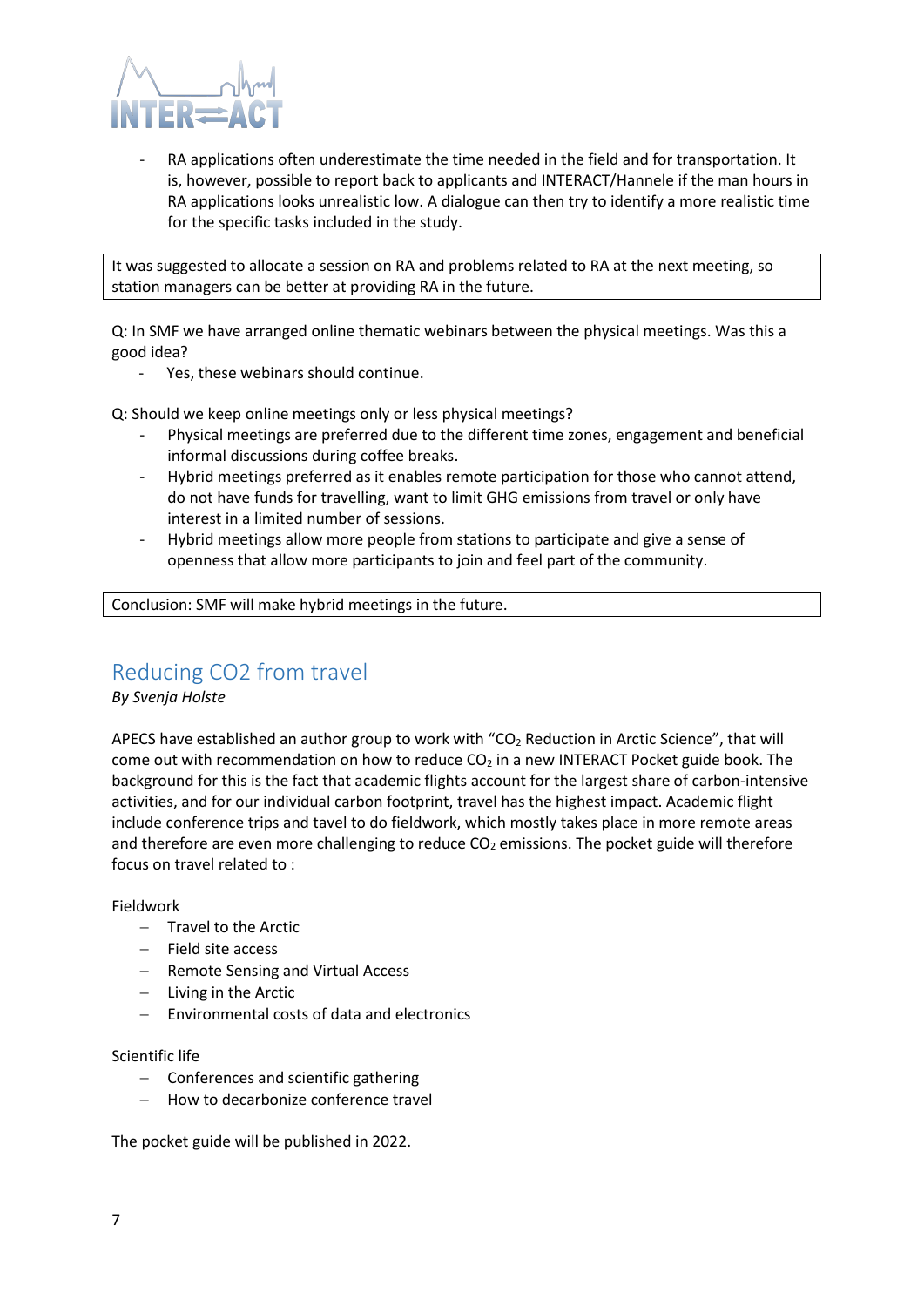- RA applications often underestimate the time needed in the field and for transportation. It is, however, possible to report back to applicants and INTERACT/Hannele if the man hours in RA applications looks unrealistic low. A dialogue can then try to identify a more realistic time for the specific tasks included in the study.

It was suggested to allocate a session on RA and problems related to RA at the next meeting, so station managers can be better at providing RA in the future.

Q: In SMF we have arranged online thematic webinars between the physical meetings. Was this a good idea?

- Yes, these webinars should continue.

Q: Should we keep online meetings only or less physical meetings?

- Physical meetings are preferred due to the different time zones, engagement and beneficial informal discussions during coffee breaks.
- Hybrid meetings preferred as it enables remote participation for those who cannot attend, do not have funds for travelling, want to limit GHG emissions from travel or only have interest in a limited number of sessions.
- Hybrid meetings allow more people from stations to participate and give a sense of openness that allow more participants to join and feel part of the community.

Conclusion: SMF will make hybrid meetings in the future.

## Reducing CO2 from travel

*By Svenja Holste*

APECS have established an author group to work with “$CO_2$ Reduction in Arctic Science”, that will come out with recommendation on how to reduce $CO_2$ in a new INTERACT Pocket guide book. The background for this is the fact that academic flights account for the largest share of carbon-intensive activities, and for our individual carbon footprint, travel has the highest impact. Academic flight include conference trips and tavel to do fieldwork, which mostly takes place in more remote areas and therefore are even more challenging to reduce $CO_2$ emissions. The pocket guide will therefore focus on travel related to :

Fieldwork

- Travel to the Arctic
- Field site access
- Remote Sensing and Virtual Access
- Living in the Arctic
- Environmental costs of data and electronics

Scientific life

- Conferences and scientific gathering
- How to decarbonize conference travel

The pocket guide will be published in 2022.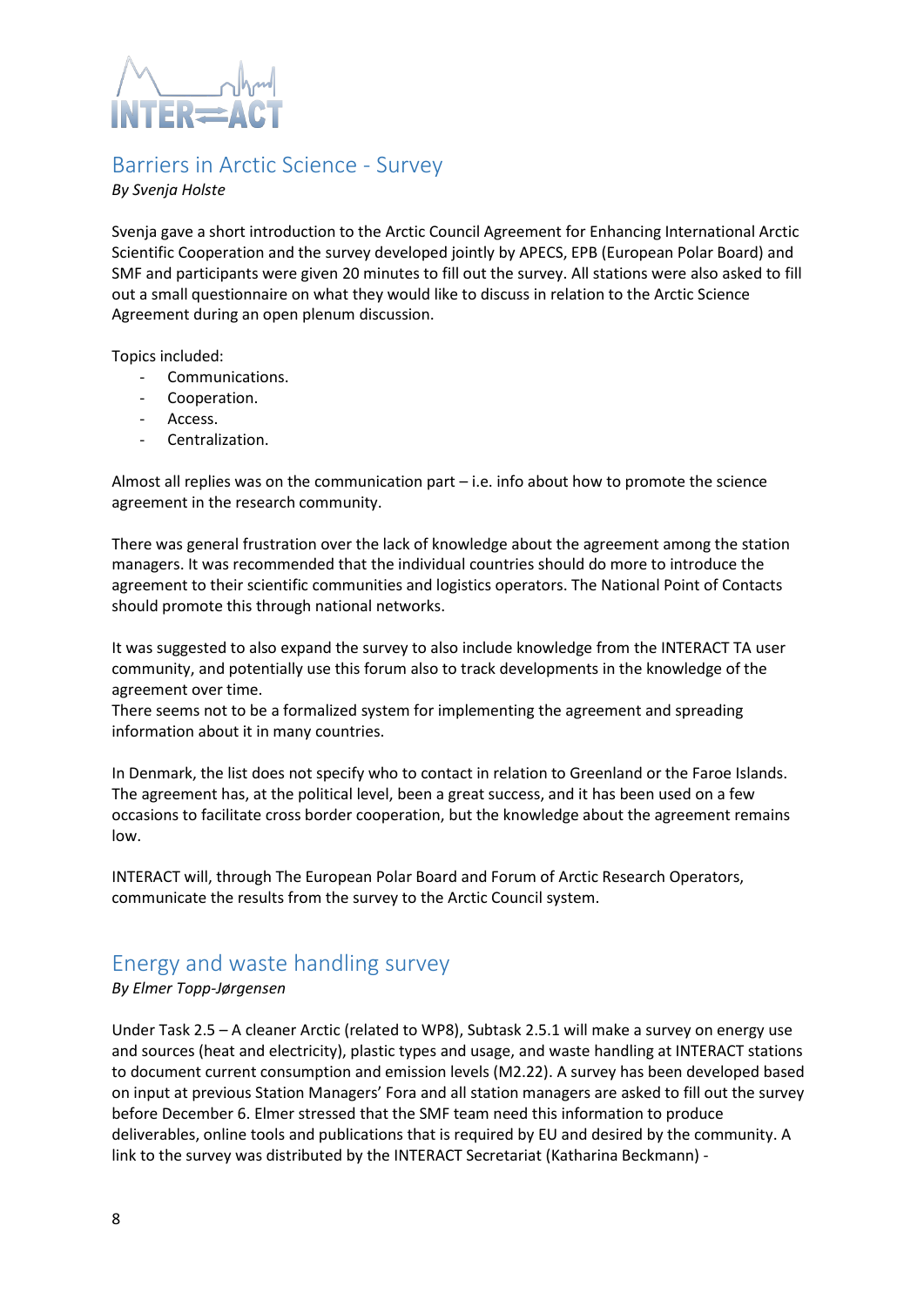## Barriers in Arctic Science - Survey

*By Svenja Holste*

Svenja gave a short introduction to the Arctic Council Agreement for Enhancing International Arctic Scientific Cooperation and the survey developed jointly by APECS, EPB (European Polar Board) and SMF and participants were given 20 minutes to fill out the survey. All stations were also asked to fill out a small questionnaire on what they would like to discuss in relation to the Arctic Science Agreement during an open plenum discussion.

Topics included:

- Communications.
- Cooperation.
- Access.
- Centralization.

Almost all replies was on the communication part – i.e. info about how to promote the science agreement in the research community.

There was general frustration over the lack of knowledge about the agreement among the station managers. It was recommended that the individual countries should do more to introduce the agreement to their scientific communities and logistics operators. The National Point of Contacts should promote this through national networks.

It was suggested to also expand the survey to also include knowledge from the INTERACT TA user community, and potentially use this forum also to track developments in the knowledge of the agreement over time.
There seems not to be a formalized system for implementing the agreement and spreading information about it in many countries.

In Denmark, the list does not specify who to contact in relation to Greenland or the Faroe Islands. The agreement has, at the political level, been a great success, and it has been used on a few occasions to facilitate cross border cooperation, but the knowledge about the agreement remains low.

INTERACT will, through The European Polar Board and Forum of Arctic Research Operators, communicate the results from the survey to the Arctic Council system.

## Energy and waste handling survey

*By Elmer Topp-Jørgensen*

Under Task 2.5 – A cleaner Arctic (related to WP8), Subtask 2.5.1 will make a survey on energy use and sources (heat and electricity), plastic types and usage, and waste handling at INTERACT stations to document current consumption and emission levels (M2.22). A survey has been developed based on input at previous Station Managers' Fora and all station managers are asked to fill out the survey before December 6. Elmer stressed that the SMF team need this information to produce deliverables, online tools and publications that is required by EU and desired by the community. A link to the survey was distributed by the INTERACT Secretariat (Katharina Beckmann) -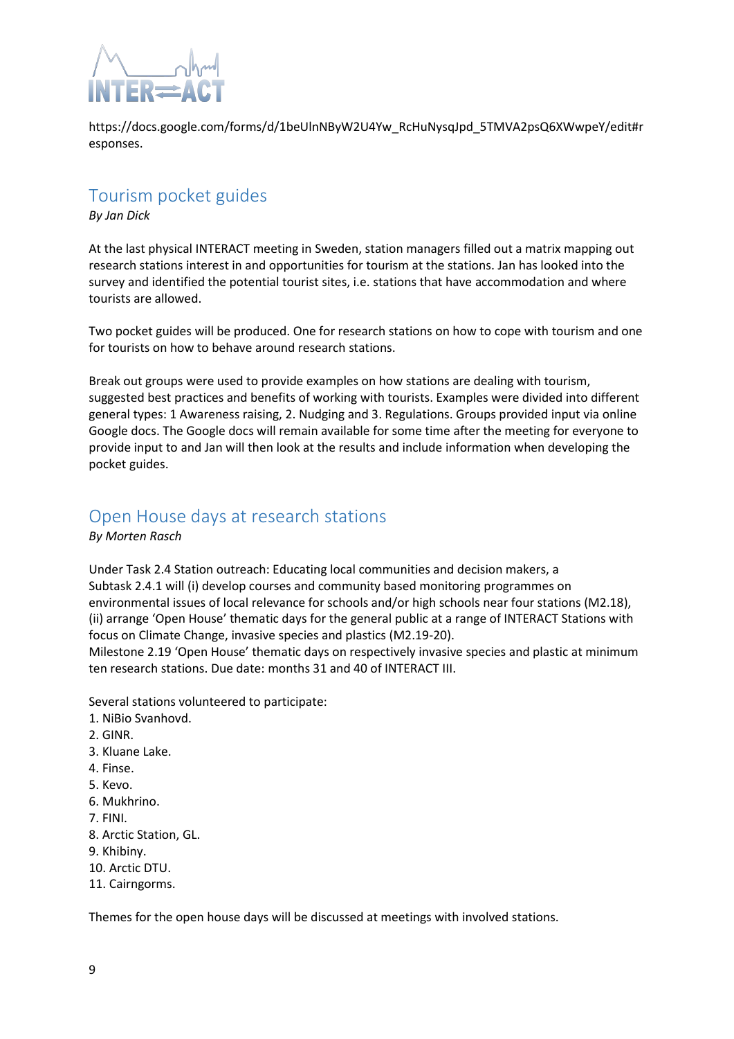https://docs.google.com/forms/d/1beUlnNByW2U4Yw_RcHuNysqJpd_5TMVA2psQ6XWwpeY/edit#responses.

## Tourism pocket guides

*By Jan Dick*

At the last physical INTERACT meeting in Sweden, station managers filled out a matrix mapping out research stations interest in and opportunities for tourism at the stations. Jan has looked into the survey and identified the potential tourist sites, i.e. stations that have accommodation and where tourists are allowed.

Two pocket guides will be produced. One for research stations on how to cope with tourism and one for tourists on how to behave around research stations.

Break out groups were used to provide examples on how stations are dealing with tourism, suggested best practices and benefits of working with tourists. Examples were divided into different general types: 1 Awareness raising, 2. Nudging and 3. Regulations. Groups provided input via online Google docs. The Google docs will remain available for some time after the meeting for everyone to provide input to and Jan will then look at the results and include information when developing the pocket guides.

## Open House days at research stations

*By Morten Rasch*

Under Task 2.4 Station outreach: Educating local communities and decision makers, a Subtask 2.4.1 will (i) develop courses and community based monitoring programmes on environmental issues of local relevance for schools and/or high schools near four stations (M2.18), (ii) arrange 'Open House' thematic days for the general public at a range of INTERACT Stations with focus on Climate Change, invasive species and plastics (M2.19-20).
Milestone 2.19 'Open House' thematic days on respectively invasive species and plastic at minimum ten research stations. Due date: months 31 and 40 of INTERACT III.

Several stations volunteered to participate:

1. NiBio Svanhovd.
2. GINR.
3. Kluane Lake.
4. Finse.
5. Kevo.
6. Mukhrino.
7. FINI.
8. Arctic Station, GL.
9. Khibiny.
10. Arctic DTU.
11. Cairngorms.

Themes for the open house days will be discussed at meetings with involved stations.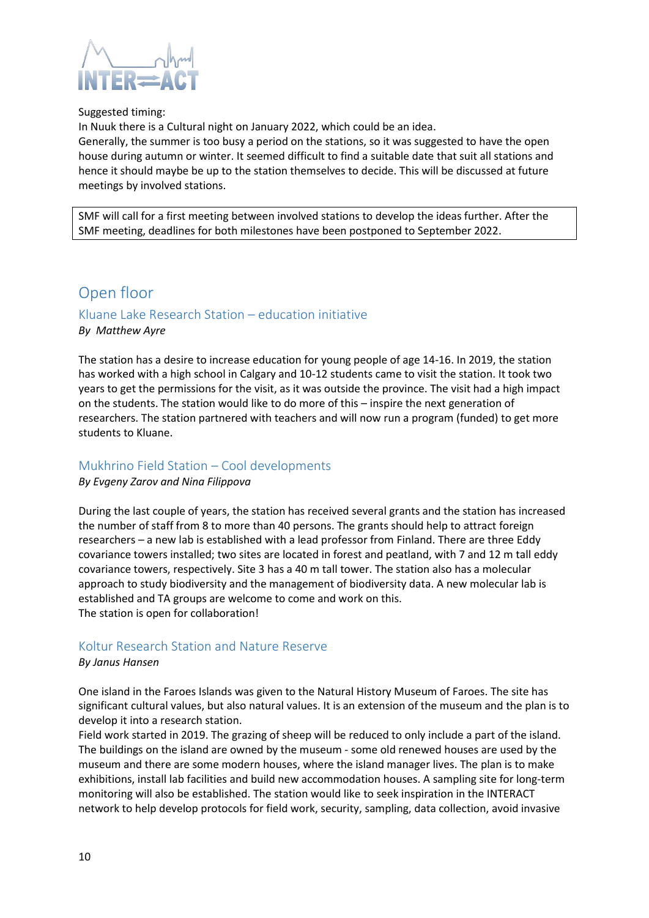Suggested timing:
In Nuuk there is a Cultural night on January 2022, which could be an idea.
Generally, the summer is too busy a period on the stations, so it was suggested to have the open house during autumn or winter. It seemed difficult to find a suitable date that suit all stations and hence it should maybe be up to the station themselves to decide. This will be discussed at future meetings by involved stations.

> SMF will call for a first meeting between involved stations to develop the ideas further. After the SMF meeting, deadlines for both milestones have been postponed to September 2022.

# Open floor

## Kluane Lake Research Station – education initiative

*By Matthew Ayre*

The station has a desire to increase education for young people of age 14-16. In 2019, the station has worked with a high school in Calgary and 10-12 students came to visit the station. It took two years to get the permissions for the visit, as it was outside the province. The visit had a high impact on the students. The station would like to do more of this – inspire the next generation of researchers. The station partnered with teachers and will now run a program (funded) to get more students to Kluane.

## Mukhrino Field Station – Cool developments

*By Evgeny Zarov and Nina Filippova*

During the last couple of years, the station has received several grants and the station has increased the number of staff from 8 to more than 40 persons. The grants should help to attract foreign researchers – a new lab is established with a lead professor from Finland. There are three Eddy covariance towers installed; two sites are located in forest and peatland, with 7 and 12 m tall eddy covariance towers, respectively. Site 3 has a 40 m tall tower. The station also has a molecular approach to study biodiversity and the management of biodiversity data. A new molecular lab is established and TA groups are welcome to come and work on this.
The station is open for collaboration!

## Koltur Research Station and Nature Reserve

*By Janus Hansen*

One island in the Faroes Islands was given to the Natural History Museum of Faroes. The site has significant cultural values, but also natural values. It is an extension of the museum and the plan is to develop it into a research station.
Field work started in 2019. The grazing of sheep will be reduced to only include a part of the island. The buildings on the island are owned by the museum - some old renewed houses are used by the museum and there are some modern houses, where the island manager lives. The plan is to make exhibitions, install lab facilities and build new accommodation houses. A sampling site for long-term monitoring will also be established. The station would like to seek inspiration in the INTERACT network to help develop protocols for field work, security, sampling, data collection, avoid invasive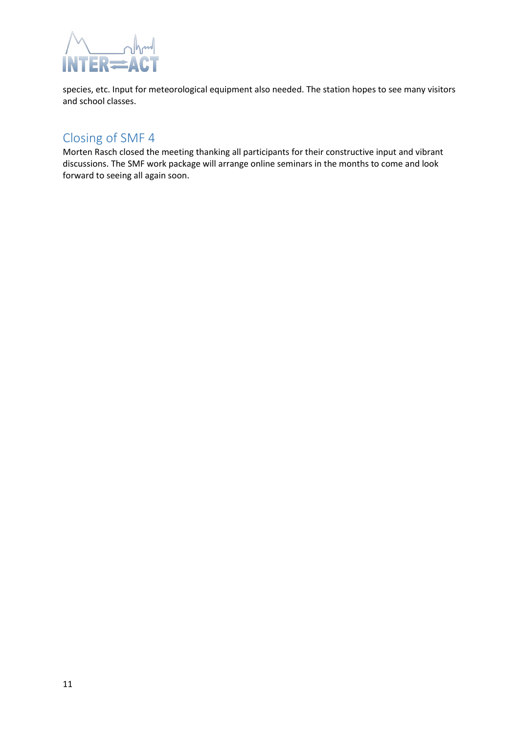species, etc. Input for meteorological equipment also needed. The station hopes to see many visitors and school classes.

## Closing of SMF 4

Morten Rasch closed the meeting thanking all participants for their constructive input and vibrant discussions. The SMF work package will arrange online seminars in the months to come and look forward to seeing all again soon.